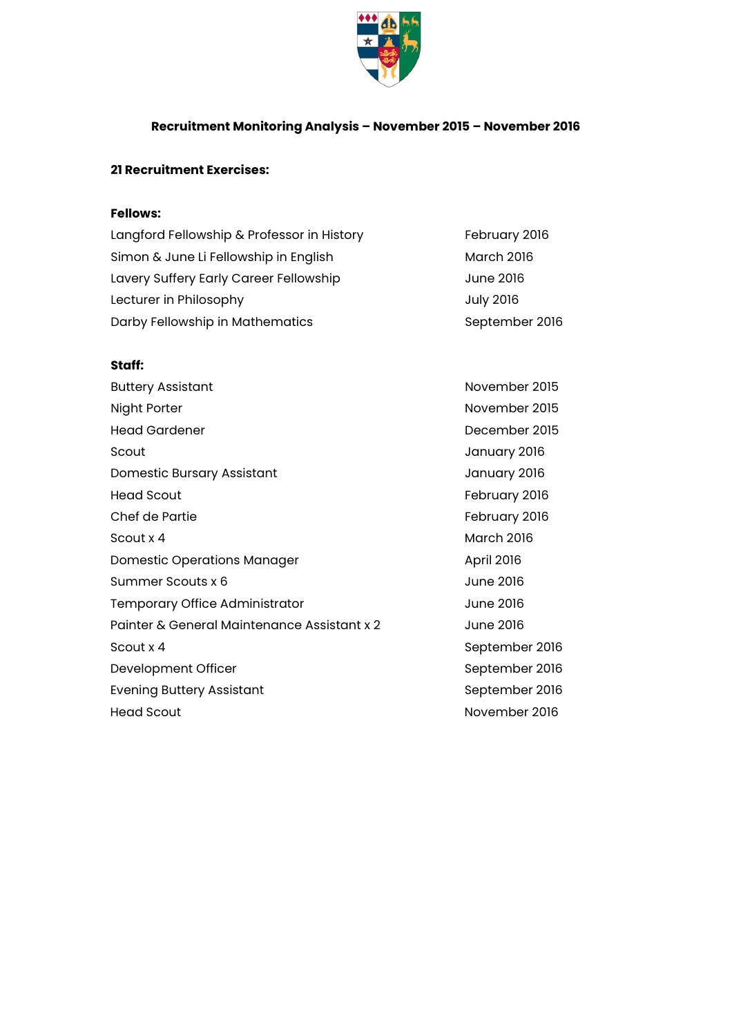# Recruitment Monitoring Analysis – November 2015 – November 2016

**21 Recruitment Exercises:**

**Fellows:**

| | |
|---|---|
| Langford Fellowship & Professor in History | February 2016 |
| Simon & June Li Fellowship in English | March 2016 |
| Lavery Suffery Early Career Fellowship | June 2016 |
| Lecturer in Philosophy | July 2016 |
| Darby Fellowship in Mathematics | September 2016 |

**Staff:**

| | |
|---|---|
| Buttery Assistant | November 2015 |
| Night Porter | November 2015 |
| Head Gardener | December 2015 |
| Scout | January 2016 |
| Domestic Bursary Assistant | January 2016 |
| Head Scout | February 2016 |
| Chef de Partie | February 2016 |
| Scout x 4 | March 2016 |
| Domestic Operations Manager | April 2016 |
| Summer Scouts x 6 | June 2016 |
| Temporary Office Administrator | June 2016 |
| Painter & General Maintenance Assistant x 2 | June 2016 |
| Scout x 4 | September 2016 |
| Development Officer | September 2016 |
| Evening Buttery Assistant | September 2016 |
| Head Scout | November 2016 |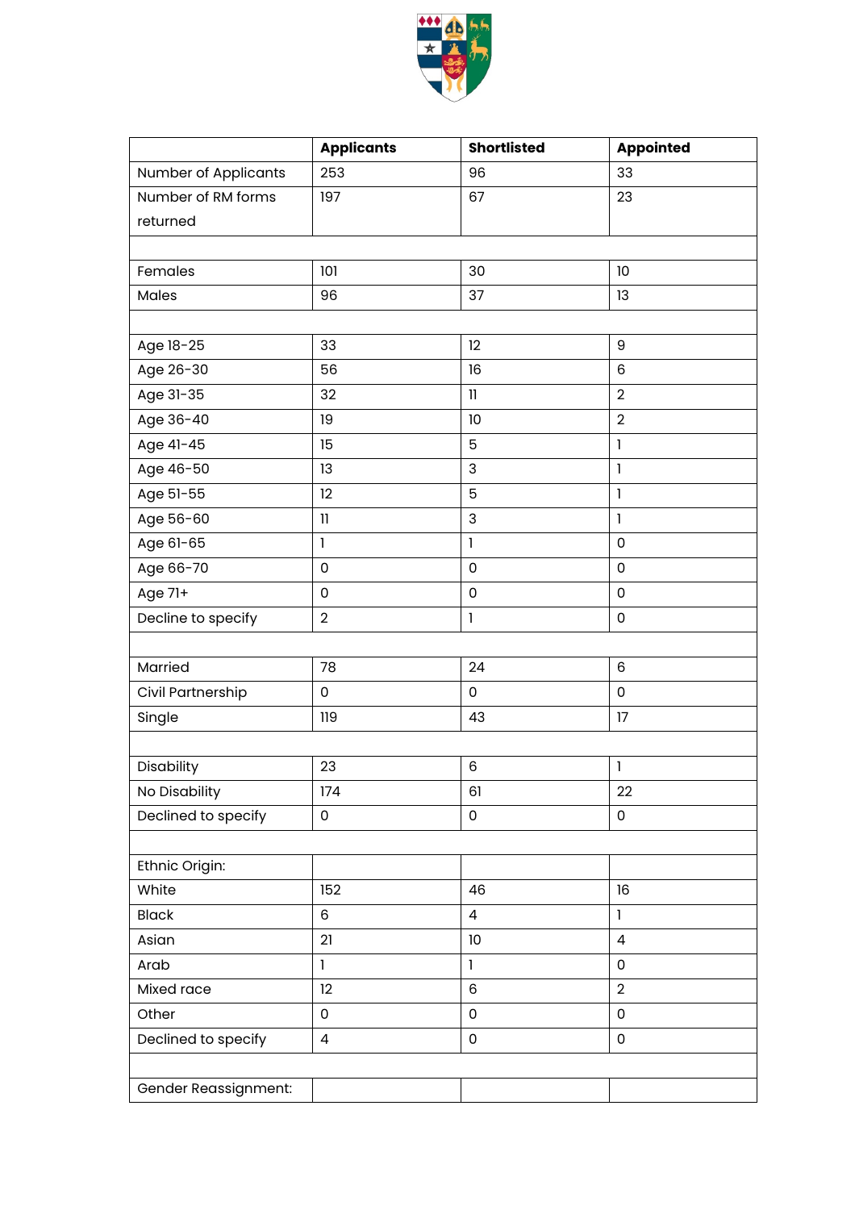| | Applicants | Shortlisted | Appointed |
|---|---|---|---|
| Number of Applicants | 253 | 96 | 33 |
| Number of RM forms returned | 197 | 67 | 23 |
| | | | |
| Females | 101 | 30 | 10 |
| Males | 96 | 37 | 13 |
| | | | |
| Age 18-25 | 33 | 12 | 9 |
| Age 26-30 | 56 | 16 | 6 |
| Age 31-35 | 32 | 11 | 2 |
| Age 36-40 | 19 | 10 | 2 |
| Age 41-45 | 15 | 5 | 1 |
| Age 46-50 | 13 | 3 | 1 |
| Age 51-55 | 12 | 5 | 1 |
| Age 56-60 | 11 | 3 | 1 |
| Age 61-65 | 1 | 1 | 0 |
| Age 66-70 | 0 | 0 | 0 |
| Age 71+ | 0 | 0 | 0 |
| Decline to specify | 2 | 1 | 0 |
| | | | |
| Married | 78 | 24 | 6 |
| Civil Partnership | 0 | 0 | 0 |
| Single | 119 | 43 | 17 |
| | | | |
| Disability | 23 | 6 | 1 |
| No Disability | 174 | 61 | 22 |
| Declined to specify | 0 | 0 | 0 |
| | | | |
| Ethnic Origin: | | | |
| White | 152 | 46 | 16 |
| Black | 6 | 4 | 1 |
| Asian | 21 | 10 | 4 |
| Arab | 1 | 1 | 0 |
| Mixed race | 12 | 6 | 2 |
| Other | 0 | 0 | 0 |
| Declined to specify | 4 | 0 | 0 |
| | | | |
| Gender Reassignment: | | | |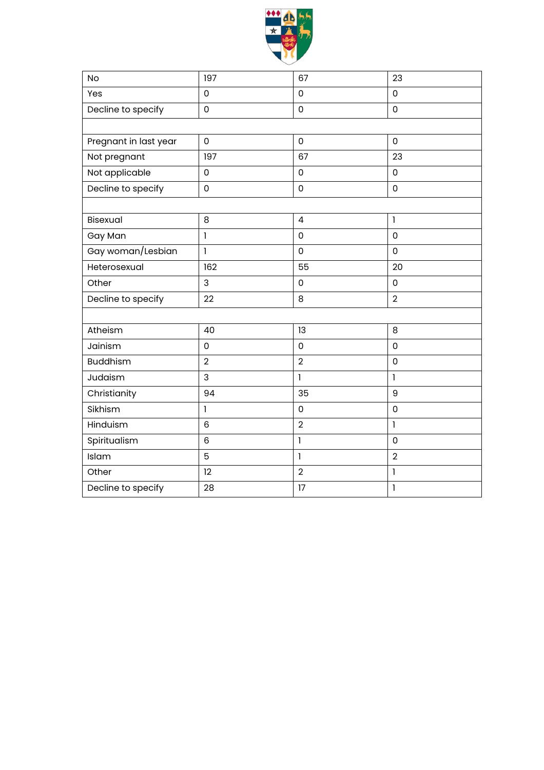| | | | |
|---|---|---|---|
| No | 197 | 67 | 23 |
| Yes | 0 | 0 | 0 |
| Decline to specify | 0 | 0 | 0 |
| | | | |
| Pregnant in last year | 0 | 0 | 0 |
| Not pregnant | 197 | 67 | 23 |
| Not applicable | 0 | 0 | 0 |
| Decline to specify | 0 | 0 | 0 |
| | | | |
| Bisexual | 8 | 4 | 1 |
| Gay Man | 1 | 0 | 0 |
| Gay woman/Lesbian | 1 | 0 | 0 |
| Heterosexual | 162 | 55 | 20 |
| Other | 3 | 0 | 0 |
| Decline to specify | 22 | 8 | 2 |
| | | | |
| Atheism | 40 | 13 | 8 |
| Jainism | 0 | 0 | 0 |
| Buddhism | 2 | 2 | 0 |
| Judaism | 3 | 1 | 1 |
| Christianity | 94 | 35 | 9 |
| Sikhism | 1 | 0 | 0 |
| Hinduism | 6 | 2 | 1 |
| Spiritualism | 6 | 1 | 0 |
| Islam | 5 | 1 | 2 |
| Other | 12 | 2 | 1 |
| Decline to specify | 28 | 17 | 1 |